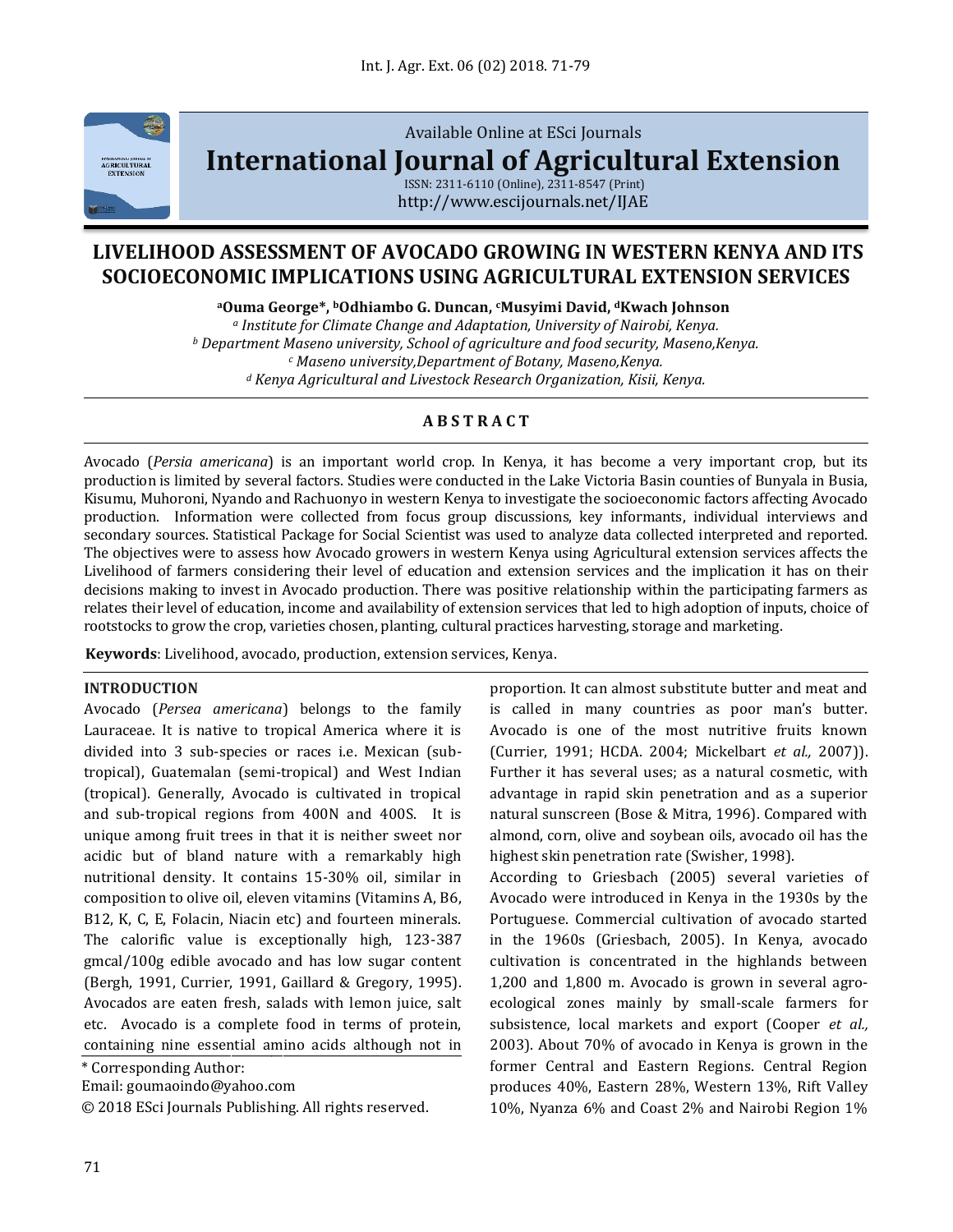Available Online at ESci Journals

**International Journal of Agricultural Extension**

ISSN: 2311-6110 (Online), 2311-8547 (Print)
http://www.escijournals.net/IJAE

# LIVELIHOOD ASSESSMENT OF AVOCADO GROWING IN WESTERN KENYA AND ITS SOCIOECONOMIC IMPLICATIONS USING AGRICULTURAL EXTENSION SERVICES

**[a]Ouma George*, [b]Odhiambo G. Duncan, [c]Musyimi David, [d]Kwach Johnson**

[a] *Institute for Climate Change and Adaptation, University of Nairobi, Kenya.*
[b] *Department Maseno university, School of agriculture and food security, Maseno,Kenya.*
[c] *Maseno university,Department of Botany, Maseno,Kenya.*
[d] *Kenya Agricultural and Livestock Research Organization, Kisii, Kenya.*

## ABSTRACT

Avocado (*Persia americana*) is an important world crop. In Kenya, it has become a very important crop, but its production is limited by several factors. Studies were conducted in the Lake Victoria Basin counties of Bunyala in Busia, Kisumu, Muhoroni, Nyando and Rachuonyo in western Kenya to investigate the socioeconomic factors affecting Avocado production. Information were collected from focus group discussions, key informants, individual interviews and secondary sources. Statistical Package for Social Scientist was used to analyze data collected interpreted and reported. The objectives were to assess how Avocado growers in western Kenya using Agricultural extension services affects the Livelihood of farmers considering their level of education and extension services and the implication it has on their decisions making to invest in Avocado production. There was positive relationship within the participating farmers as relates their level of education, income and availability of extension services that led to high adoption of inputs, choice of rootstocks to grow the crop, varieties chosen, planting, cultural practices harvesting, storage and marketing.

**Keywords**: Livelihood, avocado, production, extension services, Kenya.

## INTRODUCTION

Avocado (*Persea americana*) belongs to the family Lauraceae. It is native to tropical America where it is divided into 3 sub-species or races i.e. Mexican (sub-tropical), Guatemalan (semi-tropical) and West Indian (tropical). Generally, Avocado is cultivated in tropical and sub-tropical regions from 400N and 400S. It is unique among fruit trees in that it is neither sweet nor acidic but of bland nature with a remarkably high nutritional density. It contains 15-30% oil, similar in composition to olive oil, eleven vitamins (Vitamins A, B6, B12, K, C, E, Folacin, Niacin etc) and fourteen minerals. The calorific value is exceptionally high, 123-387 gmcal/100g edible avocado and has low sugar content (Bergh, 1991, Currier, 1991, Gaillard & Gregory, 1995). Avocados are eaten fresh, salads with lemon juice, salt etc. Avocado is a complete food in terms of protein, containing nine essential amino acids although not in proportion. It can almost substitute butter and meat and is called in many countries as poor man's butter. Avocado is one of the most nutritive fruits known (Currier, 1991; HCDA. 2004; Mickelbart *et al.,* 2007)). Further it has several uses; as a natural cosmetic, with advantage in rapid skin penetration and as a superior natural sunscreen (Bose & Mitra, 1996). Compared with almond, corn, olive and soybean oils, avocado oil has the highest skin penetration rate (Swisher, 1998).

According to Griesbach (2005) several varieties of Avocado were introduced in Kenya in the 1930s by the Portuguese. Commercial cultivation of avocado started in the 1960s (Griesbach, 2005). In Kenya, avocado cultivation is concentrated in the highlands between 1,200 and 1,800 m. Avocado is grown in several agro-ecological zones mainly by small-scale farmers for subsistence, local markets and export (Cooper *et al.,* 2003). About 70% of avocado in Kenya is grown in the former Central and Eastern Regions. Central Region produces 40%, Eastern 28%, Western 13%, Rift Valley 10%, Nyanza 6% and Coast 2% and Nairobi Region 1%

\* Corresponding Author:
Email: goumaoindo@yahoo.com
© 2018 ESci Journals Publishing. All rights reserved.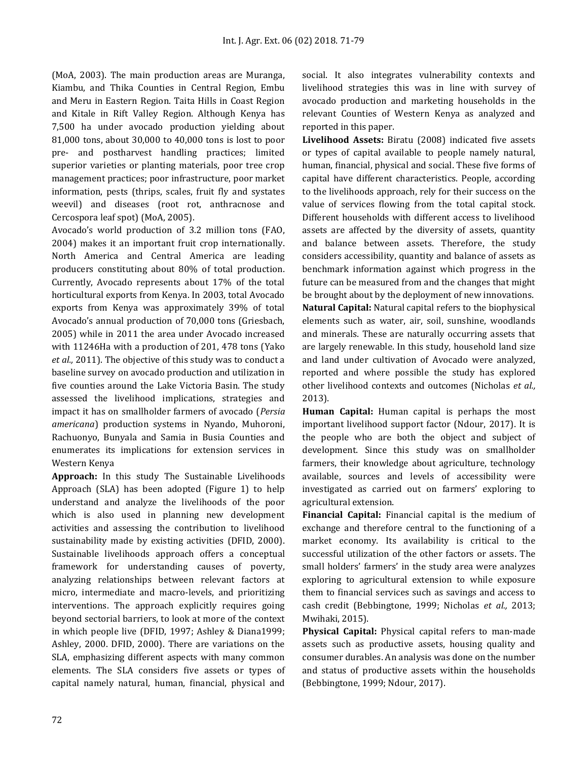(MoA, 2003). The main production areas are Muranga, Kiambu, and Thika Counties in Central Region, Embu and Meru in Eastern Region. Taita Hills in Coast Region and Kitale in Rift Valley Region. Although Kenya has 7,500 ha under avocado production yielding about 81,000 tons, about 30,000 to 40,000 tons is lost to poor pre- and postharvest handling practices; limited superior varieties or planting materials, poor tree crop management practices; poor infrastructure, poor market information, pests (thrips, scales, fruit fly and systates weevil) and diseases (root rot, anthracnose and Cercospora leaf spot) (MoA, 2005).

Avocado's world production of 3.2 million tons (FAO, 2004) makes it an important fruit crop internationally. North America and Central America are leading producers constituting about 80% of total production. Currently, Avocado represents about 17% of the total horticultural exports from Kenya. In 2003, total Avocado exports from Kenya was approximately 39% of total Avocado's annual production of 70,000 tons (Griesbach, 2005) while in 2011 the area under Avocado increased with 11246Ha with a production of 201, 478 tons (Yako *et al.,* 2011). The objective of this study was to conduct a baseline survey on avocado production and utilization in five counties around the Lake Victoria Basin. The study assessed the livelihood implications, strategies and impact it has on smallholder farmers of avocado (*Persia americana*) production systems in Nyando, Muhoroni, Rachuonyo, Bunyala and Samia in Busia Counties and enumerates its implications for extension services in Western Kenya

**Approach:** In this study The Sustainable Livelihoods Approach (SLA) has been adopted (Figure 1) to help understand and analyze the livelihoods of the poor which is also used in planning new development activities and assessing the contribution to livelihood sustainability made by existing activities (DFID, 2000). Sustainable livelihoods approach offers a conceptual framework for understanding causes of poverty, analyzing relationships between relevant factors at micro, intermediate and macro-levels, and prioritizing interventions. The approach explicitly requires going beyond sectorial barriers, to look at more of the context in which people live (DFID, 1997; Ashley & Diana1999; Ashley, 2000. DFID, 2000). There are variations on the SLA, emphasizing different aspects with many common elements. The SLA considers five assets or types of capital namely natural, human, financial, physical and social. It also integrates vulnerability contexts and livelihood strategies this was in line with survey of avocado production and marketing households in the relevant Counties of Western Kenya as analyzed and reported in this paper.

**Livelihood Assets:** Biratu (2008) indicated five assets or types of capital available to people namely natural, human, financial, physical and social. These five forms of capital have different characteristics. People, according to the livelihoods approach, rely for their success on the value of services flowing from the total capital stock. Different households with different access to livelihood assets are affected by the diversity of assets, quantity and balance between assets. Therefore, the study considers accessibility, quantity and balance of assets as benchmark information against which progress in the future can be measured from and the changes that might be brought about by the deployment of new innovations.

**Natural Capital:** Natural capital refers to the biophysical elements such as water, air, soil, sunshine, woodlands and minerals. These are naturally occurring assets that are largely renewable. In this study, household land size and land under cultivation of Avocado were analyzed, reported and where possible the study has explored other livelihood contexts and outcomes (Nicholas *et al.,* 2013).

**Human Capital:** Human capital is perhaps the most important livelihood support factor (Ndour, 2017). It is the people who are both the object and subject of development. Since this study was on smallholder farmers, their knowledge about agriculture, technology available, sources and levels of accessibility were investigated as carried out on farmers' exploring to agricultural extension.

**Financial Capital:** Financial capital is the medium of exchange and therefore central to the functioning of a market economy. Its availability is critical to the successful utilization of the other factors or assets. The small holders' farmers' in the study area were analyzes exploring to agricultural extension to while exposure them to financial services such as savings and access to cash credit (Bebbingtone, 1999; Nicholas *et al.,* 2013; Mwihaki, 2015).

**Physical Capital:** Physical capital refers to man-made assets such as productive assets, housing quality and consumer durables. An analysis was done on the number and status of productive assets within the households (Bebbingtone, 1999; Ndour, 2017).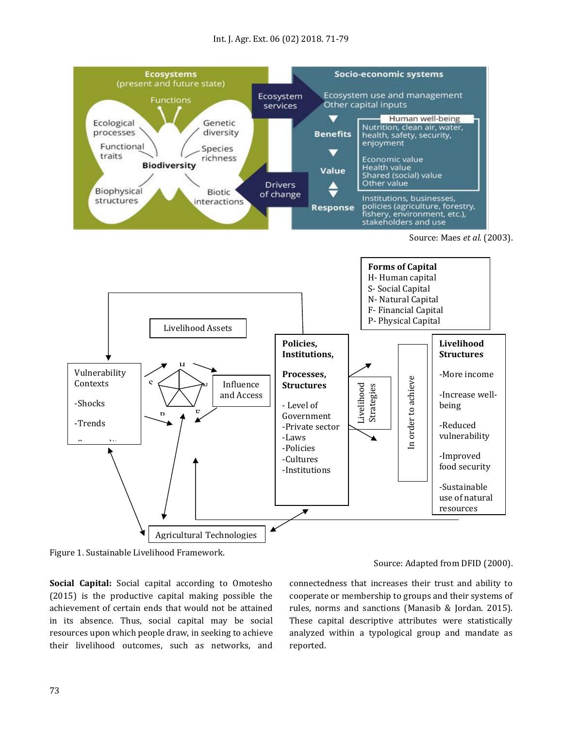Ecosystems (present and future state)

Functions

Ecological processes

Genetic diversity

Functional traits

Species richness

Biodiversity

Biophysical structures

Biotic interactions

Ecosystem services

Drivers of change

Socio-economic systems

Ecosystem use and management
Other capital inputs

Benefits

Human well-being
Nutrition, clean air, water, health, safety, security, enjoyment

Value

Economic value
Health value
Shared (social) value
Other value

Response

Institutions, businesses, policies (agriculture, forestry, fishery, environment, etc.), stakeholders and use

Source: Maes *et al.* (2003).

**Forms of Capital**
H- Human capital
S- Social Capital
N- Natural Capital
F- Financial Capital
P- Physical Capital

Livelihood Assets

Vulnerability Contexts

-Shocks

-Trends

Influence and Access

**Policies, Institutions,**

**Processes, Structures**

- Level of Government
-Private sector
-Laws
-Policies
-Cultures
-Institutions

Livelihood Strategies

In order to achieve

**Livelihood Structures**

-More income

-Increase well-being

-Reduced vulnerability

-Improved food security

-Sustainable use of natural resources

Agricultural Technologies

Figure 1. Sustainable Livelihood Framework.

Source: Adapted from DFID (2000).

**Social Capital:** Social capital according to Omotesho (2015) is the productive capital making possible the achievement of certain ends that would not be attained in its absence. Thus, social capital may be social resources upon which people draw, in seeking to achieve their livelihood outcomes, such as networks, and connectedness that increases their trust and ability to cooperate or membership to groups and their systems of rules, norms and sanctions (Manasib & Jordan. 2015). These capital descriptive attributes were statistically analyzed within a typological group and mandate as reported.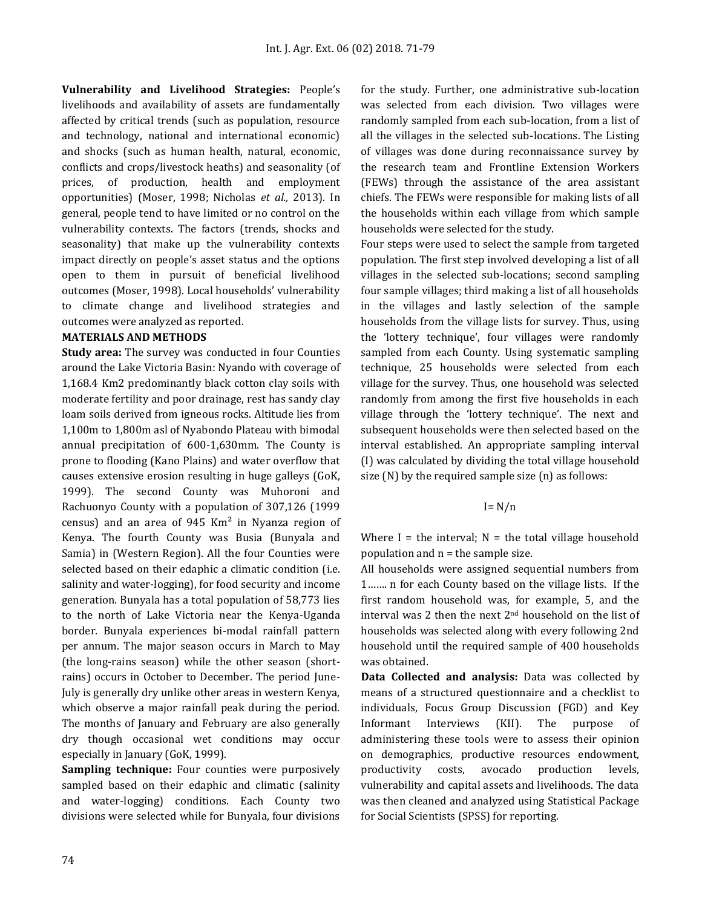**Vulnerability and Livelihood Strategies:** People's livelihoods and availability of assets are fundamentally affected by critical trends (such as population, resource and technology, national and international economic) and shocks (such as human health, natural, economic, conflicts and crops/livestock heaths) and seasonality (of prices, of production, health and employment opportunities) (Moser, 1998; Nicholas *et al.,* 2013). In general, people tend to have limited or no control on the vulnerability contexts. The factors (trends, shocks and seasonality) that make up the vulnerability contexts impact directly on people's asset status and the options open to them in pursuit of beneficial livelihood outcomes (Moser, 1998). Local households' vulnerability to climate change and livelihood strategies and outcomes were analyzed as reported.

## MATERIALS AND METHODS

**Study area:** The survey was conducted in four Counties around the Lake Victoria Basin: Nyando with coverage of 1,168.4 Km2 predominantly black cotton clay soils with moderate fertility and poor drainage, rest has sandy clay loam soils derived from igneous rocks. Altitude lies from 1,100m to 1,800m asl of Nyabondo Plateau with bimodal annual precipitation of 600-1,630mm. The County is prone to flooding (Kano Plains) and water overflow that causes extensive erosion resulting in huge galleys (GoK, 1999). The second County was Muhoroni and Rachuonyo County with a population of 307,126 (1999 census) and an area of 945 Km² in Nyanza region of Kenya. The fourth County was Busia (Bunyala and Samia) in (Western Region). All the four Counties were selected based on their edaphic a climatic condition (i.e. salinity and water-logging), for food security and income generation. Bunyala has a total population of 58,773 lies to the north of Lake Victoria near the Kenya-Uganda border. Bunyala experiences bi-modal rainfall pattern per annum. The major season occurs in March to May (the long-rains season) while the other season (short-rains) occurs in October to December. The period June-July is generally dry unlike other areas in western Kenya, which observe a major rainfall peak during the period. The months of January and February are also generally dry though occasional wet conditions may occur especially in January (GoK, 1999).

**Sampling technique:** Four counties were purposively sampled based on their edaphic and climatic (salinity and water-logging) conditions. Each County two divisions were selected while for Bunyala, four divisions for the study. Further, one administrative sub-location was selected from each division. Two villages were randomly sampled from each sub-location, from a list of all the villages in the selected sub-locations. The Listing of villages was done during reconnaissance survey by the research team and Frontline Extension Workers (FEWs) through the assistance of the area assistant chiefs. The FEWs were responsible for making lists of all the households within each village from which sample households were selected for the study.

Four steps were used to select the sample from targeted population. The first step involved developing a list of all villages in the selected sub-locations; second sampling four sample villages; third making a list of all households in the villages and lastly selection of the sample households from the village lists for survey. Thus, using the 'lottery technique', four villages were randomly sampled from each County. Using systematic sampling technique, 25 households were selected from each village for the survey. Thus, one household was selected randomly from among the first five households in each village through the 'lottery technique'. The next and subsequent households were then selected based on the interval established. An appropriate sampling interval (I) was calculated by dividing the total village household size (N) by the required sample size (n) as follows:

$$I = N/n$$

Where I = the interval; N = the total village household population and n = the sample size.

All households were assigned sequential numbers from 1……. n for each County based on the village lists. If the first random household was, for example, 5, and the interval was 2 then the next 2nd household on the list of households was selected along with every following 2nd household until the required sample of 400 households was obtained.

**Data Collected and analysis:** Data was collected by means of a structured questionnaire and a checklist to individuals, Focus Group Discussion (FGD) and Key Informant Interviews (KII). The purpose of administering these tools were to assess their opinion on demographics, productive resources endowment, productivity costs, avocado production levels, vulnerability and capital assets and livelihoods. The data was then cleaned and analyzed using Statistical Package for Social Scientists (SPSS) for reporting.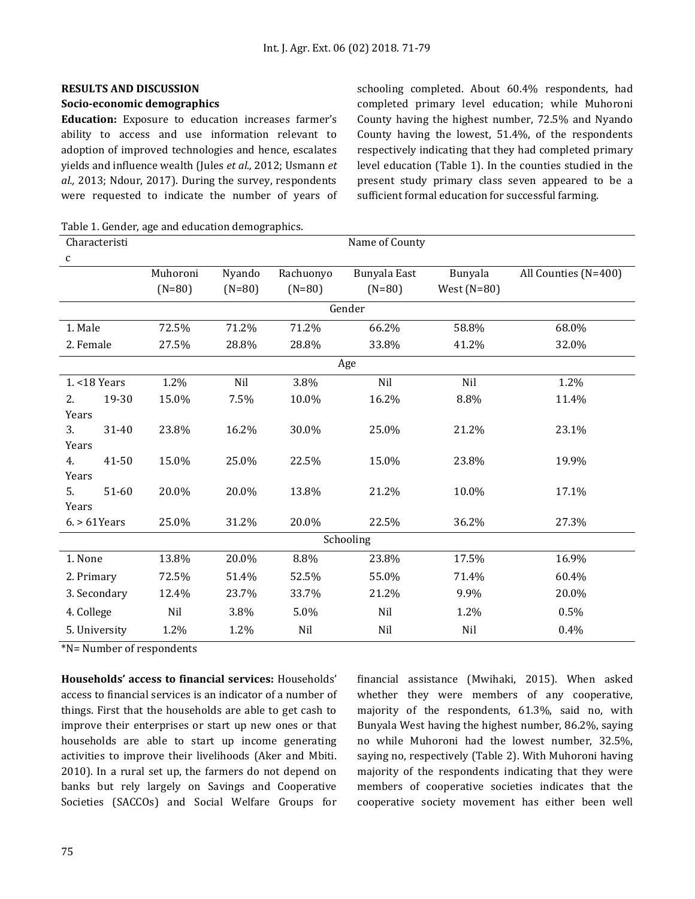## RESULTS AND DISCUSSION

### Socio-economic demographics

**Education:** Exposure to education increases farmer's ability to access and use information relevant to adoption of improved technologies and hence, escalates yields and influence wealth (Jules *et al.,* 2012; Usmann *et al.,* 2013; Ndour, 2017). During the survey, respondents were requested to indicate the number of years of schooling completed. About 60.4% respondents, had completed primary level education; while Muhoroni County having the highest number, 72.5% and Nyando County having the lowest, 51.4%, of the respondents respectively indicating that they had completed primary level education (Table 1). In the counties studied in the present study primary class seven appeared to be a sufficient formal education for successful farming.

Table 1. Gender, age and education demographics.

| Characteristic | Name of County | | | | | |
|---|---|---|---|---|---|---|
| | Muhoroni (N=80) | Nyando (N=80) | Rachuonyo (N=80) | Bunyala East (N=80) | Bunyala West (N=80) | All Counties (N=400) |
| | | | Gender | | | |
| 1. Male | 72.5% | 71.2% | 71.2% | 66.2% | 58.8% | 68.0% |
| 2. Female | 27.5% | 28.8% | 28.8% | 33.8% | 41.2% | 32.0% |
| | | | Age | | | |
| 1. <18 Years | 1.2% | Nil | 3.8% | Nil | Nil | 1.2% |
| 2. 19-30 Years | 15.0% | 7.5% | 10.0% | 16.2% | 8.8% | 11.4% |
| 3. 31-40 Years | 23.8% | 16.2% | 30.0% | 25.0% | 21.2% | 23.1% |
| 4. 41-50 Years | 15.0% | 25.0% | 22.5% | 15.0% | 23.8% | 19.9% |
| 5. 51-60 Years | 20.0% | 20.0% | 13.8% | 21.2% | 10.0% | 17.1% |
| 6. > 61Years | 25.0% | 31.2% | 20.0% | 22.5% | 36.2% | 27.3% |
| | | | Schooling | | | |
| 1. None | 13.8% | 20.0% | 8.8% | 23.8% | 17.5% | 16.9% |
| 2. Primary | 72.5% | 51.4% | 52.5% | 55.0% | 71.4% | 60.4% |
| 3. Secondary | 12.4% | 23.7% | 33.7% | 21.2% | 9.9% | 20.0% |
| 4. College | Nil | 3.8% | 5.0% | Nil | 1.2% | 0.5% |
| 5. University | 1.2% | 1.2% | Nil | Nil | Nil | 0.4% |

*N= Number of respondents

**Households' access to financial services:** Households' access to financial services is an indicator of a number of things. First that the households are able to get cash to improve their enterprises or start up new ones or that households are able to start up income generating activities to improve their livelihoods (Aker and Mbiti. 2010). In a rural set up, the farmers do not depend on banks but rely largely on Savings and Cooperative Societies (SACCOs) and Social Welfare Groups for financial assistance (Mwihaki, 2015). When asked whether they were members of any cooperative, majority of the respondents, 61.3%, said no, with Bunyala West having the highest number, 86.2%, saying no while Muhoroni had the lowest number, 32.5%, saying no, respectively (Table 2). With Muhoroni having majority of the respondents indicating that they were members of cooperative societies indicates that the cooperative society movement has either been well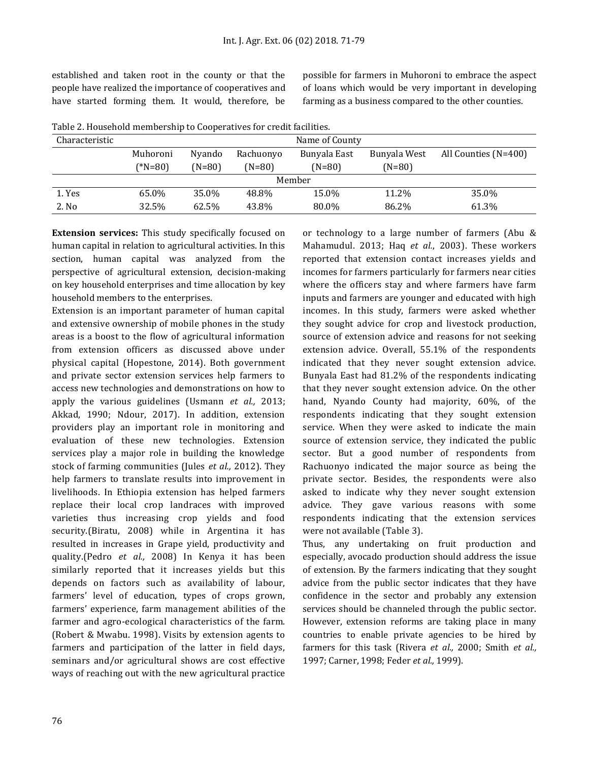established and taken root in the county or that the people have realized the importance of cooperatives and have started forming them. It would, therefore, be possible for farmers in Muhoroni to embrace the aspect of loans which would be very important in developing farming as a business compared to the other counties.

Table 2. Household membership to Cooperatives for credit facilities.

| Characteristic | Name of County | | | | | |
|---|---|---|---|---|---|---|
| | Muhoroni (*N=80) | Nyando (N=80) | Rachuonyo (N=80) | Bunyala East (N=80) | Bunyala West (N=80) | All Counties (N=400) |
| | Member | | | | | |
| 1. Yes | 65.0% | 35.0% | 48.8% | 15.0% | 11.2% | 35.0% |
| 2. No | 32.5% | 62.5% | 43.8% | 80.0% | 86.2% | 61.3% |

**Extension services:** This study specifically focused on human capital in relation to agricultural activities. In this section, human capital was analyzed from the perspective of agricultural extension, decision-making on key household enterprises and time allocation by key household members to the enterprises.

Extension is an important parameter of human capital and extensive ownership of mobile phones in the study areas is a boost to the flow of agricultural information from extension officers as discussed above under physical capital (Hopestone, 2014). Both government and private sector extension services help farmers to access new technologies and demonstrations on how to apply the various guidelines (Usmann *et al.,* 2013; Akkad, 1990; Ndour, 2017). In addition, extension providers play an important role in monitoring and evaluation of these new technologies. Extension services play a major role in building the knowledge stock of farming communities (Jules *et al.,* 2012). They help farmers to translate results into improvement in livelihoods. In Ethiopia extension has helped farmers replace their local crop landraces with improved varieties thus increasing crop yields and food security.(Biratu, 2008) while in Argentina it has resulted in increases in Grape yield, productivity and quality.(Pedro *et al.,* 2008) In Kenya it has been similarly reported that it increases yields but this depends on factors such as availability of labour, farmers' level of education, types of crops grown, farmers' experience, farm management abilities of the farmer and agro-ecological characteristics of the farm. (Robert & Mwabu. 1998). Visits by extension agents to farmers and participation of the latter in field days, seminars and/or agricultural shows are cost effective ways of reaching out with the new agricultural practice or technology to a large number of farmers (Abu & Mahamudul. 2013; Haq *et al.*, 2003). These workers reported that extension contact increases yields and incomes for farmers particularly for farmers near cities where the officers stay and where farmers have farm inputs and farmers are younger and educated with high incomes. In this study, farmers were asked whether they sought advice for crop and livestock production, source of extension advice and reasons for not seeking extension advice. Overall, 55.1% of the respondents indicated that they never sought extension advice. Bunyala East had 81.2% of the respondents indicating that they never sought extension advice. On the other hand, Nyando County had majority, 60%, of the respondents indicating that they sought extension service. When they were asked to indicate the main source of extension service, they indicated the public sector. But a good number of respondents from Rachuonyo indicated the major source as being the private sector. Besides, the respondents were also asked to indicate why they never sought extension advice. They gave various reasons with some respondents indicating that the extension services were not available (Table 3).

Thus, any undertaking on fruit production and especially, avocado production should address the issue of extension. By the farmers indicating that they sought advice from the public sector indicates that they have confidence in the sector and probably any extension services should be channeled through the public sector. However, extension reforms are taking place in many countries to enable private agencies to be hired by farmers for this task (Rivera *et al.,* 2000; Smith *et al.,* 1997; Carner, 1998; Feder *et al.,* 1999).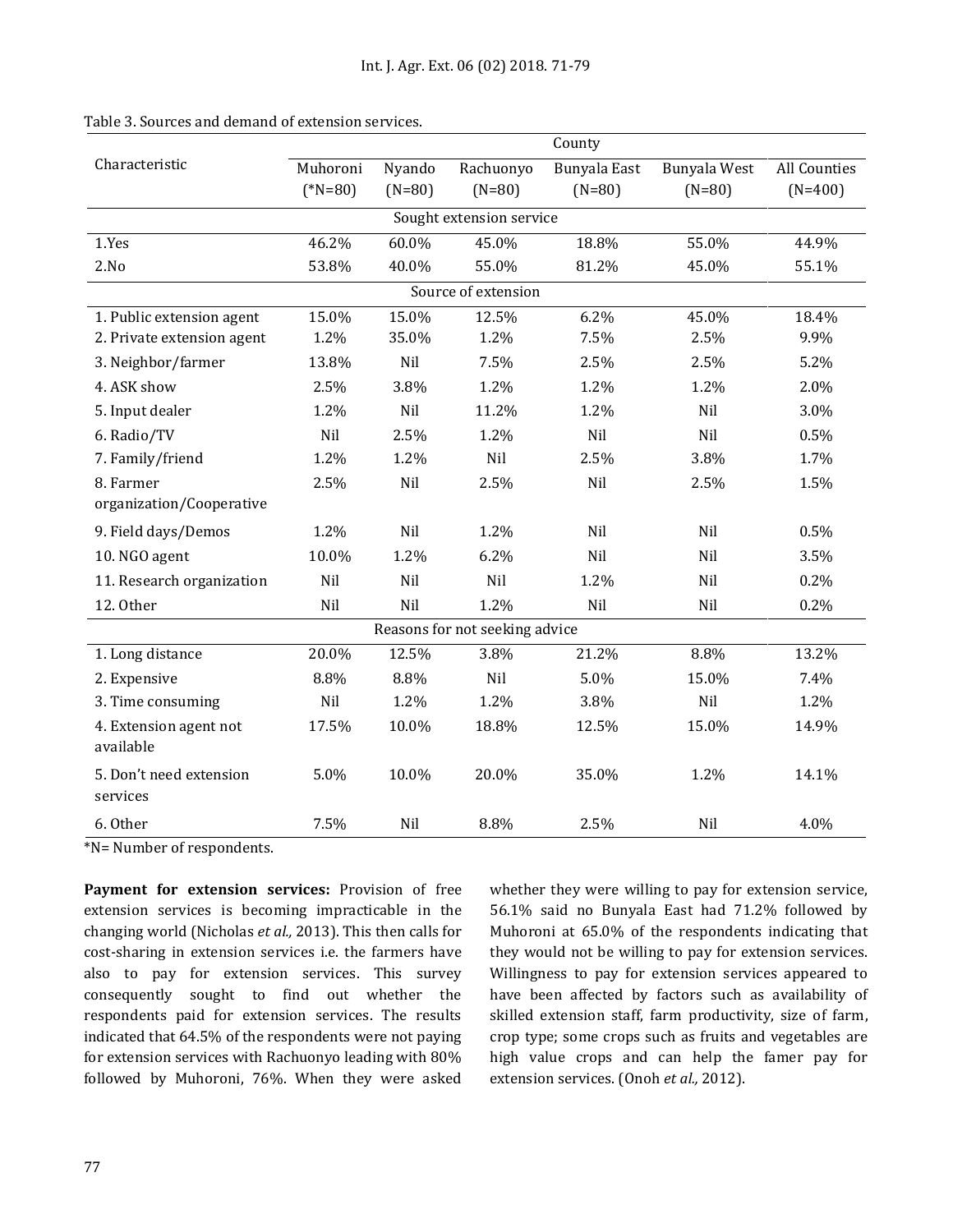Table 3. Sources and demand of extension services.

| Characteristic | County | | | | | |
|---|---|---|---|---|---|---|
| | Muhoroni (*N=80) | Nyando (N=80) | Rachuonyo (N=80) | Bunyala East (N=80) | Bunyala West (N=80) | All Counties (N=400) |
| **Sought extension service** | | | | | | |
| 1.Yes | 46.2% | 60.0% | 45.0% | 18.8% | 55.0% | 44.9% |
| 2.No | 53.8% | 40.0% | 55.0% | 81.2% | 45.0% | 55.1% |
| **Source of extension** | | | | | | |
| 1. Public extension agent | 15.0% | 15.0% | 12.5% | 6.2% | 45.0% | 18.4% |
| 2. Private extension agent | 1.2% | 35.0% | 1.2% | 7.5% | 2.5% | 9.9% |
| 3. Neighbor/farmer | 13.8% | Nil | 7.5% | 2.5% | 2.5% | 5.2% |
| 4. ASK show | 2.5% | 3.8% | 1.2% | 1.2% | 1.2% | 2.0% |
| 5. Input dealer | 1.2% | Nil | 11.2% | 1.2% | Nil | 3.0% |
| 6. Radio/TV | Nil | 2.5% | 1.2% | Nil | Nil | 0.5% |
| 7. Family/friend | 1.2% | 1.2% | Nil | 2.5% | 3.8% | 1.7% |
| 8. Farmer organization/Cooperative | 2.5% | Nil | 2.5% | Nil | 2.5% | 1.5% |
| 9. Field days/Demos | 1.2% | Nil | 1.2% | Nil | Nil | 0.5% |
| 10. NGO agent | 10.0% | 1.2% | 6.2% | Nil | Nil | 3.5% |
| 11. Research organization | Nil | Nil | Nil | 1.2% | Nil | 0.2% |
| 12. Other | Nil | Nil | 1.2% | Nil | Nil | 0.2% |
| **Reasons for not seeking advice** | | | | | | |
| 1. Long distance | 20.0% | 12.5% | 3.8% | 21.2% | 8.8% | 13.2% |
| 2. Expensive | 8.8% | 8.8% | Nil | 5.0% | 15.0% | 7.4% |
| 3. Time consuming | Nil | 1.2% | 1.2% | 3.8% | Nil | 1.2% |
| 4. Extension agent not available | 17.5% | 10.0% | 18.8% | 12.5% | 15.0% | 14.9% |
| 5. Don't need extension services | 5.0% | 10.0% | 20.0% | 35.0% | 1.2% | 14.1% |
| 6. Other | 7.5% | Nil | 8.8% | 2.5% | Nil | 4.0% |

*N= Number of respondents.

**Payment for extension services:** Provision of free extension services is becoming impracticable in the changing world (Nicholas *et al.,* 2013). This then calls for cost-sharing in extension services i.e. the farmers have also to pay for extension services. This survey consequently sought to find out whether the respondents paid for extension services. The results indicated that 64.5% of the respondents were not paying for extension services with Rachuonyo leading with 80% followed by Muhoroni, 76%. When they were asked whether they were willing to pay for extension service, 56.1% said no Bunyala East had 71.2% followed by Muhoroni at 65.0% of the respondents indicating that they would not be willing to pay for extension services. Willingness to pay for extension services appeared to have been affected by factors such as availability of skilled extension staff, farm productivity, size of farm, crop type; some crops such as fruits and vegetables are high value crops and can help the famer pay for extension services. (Onoh *et al.,* 2012).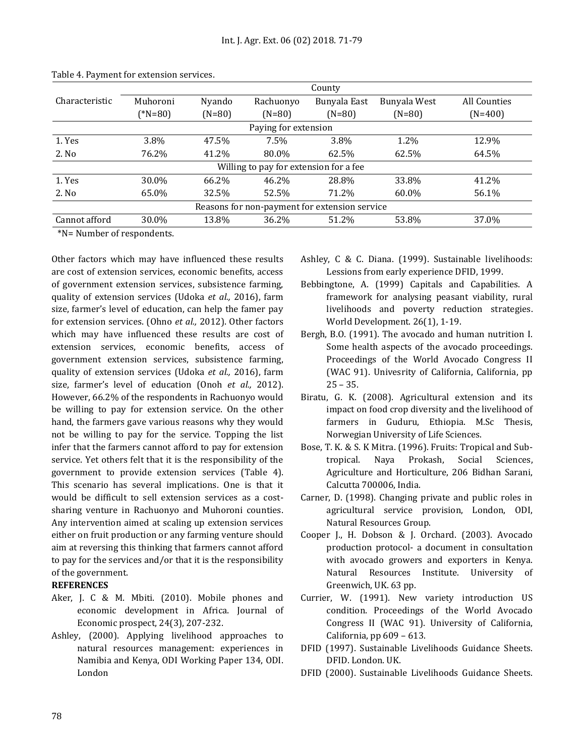Table 4. Payment for extension services.

| Characteristic | County | | | | | |
|---|---|---|---|---|---|---|
| | Muhoroni (*N=80) | Nyando (N=80) | Rachuonyo (N=80) | Bunyala East (N=80) | Bunyala West (N=80) | All Counties (N=400) |
| | | | Paying for extension | | | |
| 1. Yes | 3.8% | 47.5% | 7.5% | 3.8% | 1.2% | 12.9% |
| 2. No | 76.2% | 41.2% | 80.0% | 62.5% | 62.5% | 64.5% |
| | | | Willing to pay for extension for a fee | | | |
| 1. Yes | 30.0% | 66.2% | 46.2% | 28.8% | 33.8% | 41.2% |
| 2. No | 65.0% | 32.5% | 52.5% | 71.2% | 60.0% | 56.1% |
| | | | Reasons for non-payment for extension service | | | |
| Cannot afford | 30.0% | 13.8% | 36.2% | 51.2% | 53.8% | 37.0% |

*N= Number of respondents.

Other factors which may have influenced these results are cost of extension services, economic benefits, access of government extension services, subsistence farming, quality of extension services (Udoka *et al.,* 2016), farm size, farmer's level of education, can help the famer pay for extension services. (Ohno *et al.,* 2012). Other factors which may have influenced these results are cost of extension services, economic benefits, access of government extension services, subsistence farming, quality of extension services (Udoka *et al.,* 2016), farm size, farmer's level of education (Onoh *et al.,* 2012). However, 66.2% of the respondents in Rachuonyo would be willing to pay for extension service. On the other hand, the farmers gave various reasons why they would not be willing to pay for the service. Topping the list infer that the farmers cannot afford to pay for extension service. Yet others felt that it is the responsibility of the government to provide extension services (Table 4). This scenario has several implications. One is that it would be difficult to sell extension services as a cost-sharing venture in Rachuonyo and Muhoroni counties. Any intervention aimed at scaling up extension services either on fruit production or any farming venture should aim at reversing this thinking that farmers cannot afford to pay for the services and/or that it is the responsibility of the government.

**REFERENCES**

Aker, J. C & M. Mbiti. (2010). Mobile phones and economic development in Africa. Journal of Economic prospect, 24(3), 207-232.

Ashley, (2000). Applying livelihood approaches to natural resources management: experiences in Namibia and Kenya, ODI Working Paper 134, ODI. London

Ashley, C & C. Diana. (1999). Sustainable livelihoods: Lessions from early experience DFID, 1999.

Bebbingtone, A. (1999) Capitals and Capabilities. A framework for analysing peasant viability, rural livelihoods and poverty reduction strategies. World Development. 26(1), 1-19.

Bergh, B.O. (1991). The avocado and human nutrition I. Some health aspects of the avocado proceedings. Proceedings of the World Avocado Congress II (WAC 91). Univesrity of California, California, pp 25 – 35.

Biratu, G. K. (2008). Agricultural extension and its impact on food crop diversity and the livelihood of farmers in Guduru, Ethiopia. M.Sc Thesis, Norwegian University of Life Sciences.

Bose, T. K. & S. K Mitra. (1996). Fruits: Tropical and Sub-tropical. Naya Prokash, Social Sciences, Agriculture and Horticulture, 206 Bidhan Sarani, Calcutta 700006, India.

Carner, D. (1998). Changing private and public roles in agricultural service provision, London, ODI, Natural Resources Group.

Cooper J., H. Dobson & J. Orchard. (2003). Avocado production protocol- a document in consultation with avocado growers and exporters in Kenya. Natural Resources Institute. University of Greenwich, UK. 63 pp.

Currier, W. (1991). New variety introduction US condition. Proceedings of the World Avocado Congress II (WAC 91). University of California, California, pp 609 – 613.

DFID (1997). Sustainable Livelihoods Guidance Sheets. DFID. London. UK.

DFID (2000). Sustainable Livelihoods Guidance Sheets.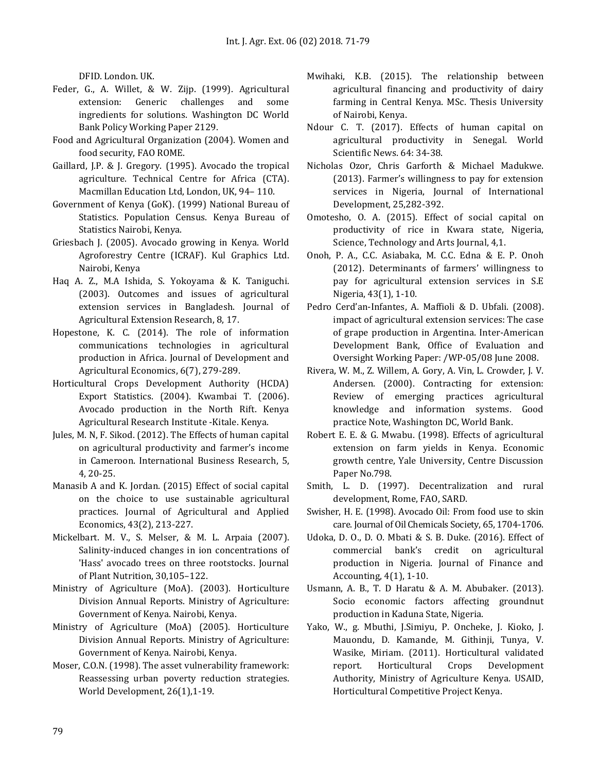DFID. London. UK.

Feder, G., A. Willet, & W. Zijp. (1999). Agricultural extension: Generic challenges and some ingredients for solutions. Washington DC World Bank Policy Working Paper 2129.

Food and Agricultural Organization (2004). Women and food security, FAO ROME.

Gaillard, J.P. & J. Gregory. (1995). Avocado the tropical agriculture. Technical Centre for Africa (CTA). Macmillan Education Ltd, London, UK, 94– 110.

Government of Kenya (GoK). (1999) National Bureau of Statistics. Population Census. Kenya Bureau of Statistics Nairobi, Kenya.

Griesbach J. (2005). Avocado growing in Kenya. World Agroforestry Centre (ICRAF). Kul Graphics Ltd. Nairobi, Kenya

Haq A. Z., M.A Ishida, S. Yokoyama & K. Taniguchi. (2003). Outcomes and issues of agricultural extension services in Bangladesh. Journal of Agricultural Extension Research, 8, 17.

Hopestone, K. C. (2014). The role of information communications technologies in agricultural production in Africa. Journal of Development and Agricultural Economics, 6(7), 279-289.

Horticultural Crops Development Authority (HCDA) Export Statistics. (2004). Kwambai T. (2006). Avocado production in the North Rift. Kenya Agricultural Research Institute -Kitale. Kenya.

Jules, M. N, F. Sikod. (2012). The Effects of human capital on agricultural productivity and farmer's income in Cameroon. International Business Research, 5, 4, 20-25.

Manasib A and K. Jordan. (2015) Effect of social capital on the choice to use sustainable agricultural practices. Journal of Agricultural and Applied Economics, 43(2), 213-227.

Mickelbart. M. V., S. Melser, & M. L. Arpaia (2007). Salinity-induced changes in ion concentrations of 'Hass' avocado trees on three rootstocks. Journal of Plant Nutrition, 30,105–122.

Ministry of Agriculture (MoA). (2003). Horticulture Division Annual Reports. Ministry of Agriculture: Government of Kenya. Nairobi, Kenya.

Ministry of Agriculture (MoA) (2005). Horticulture Division Annual Reports. Ministry of Agriculture: Government of Kenya. Nairobi, Kenya.

Moser, C.O.N. (1998). The asset vulnerability framework: Reassessing urban poverty reduction strategies. World Development, 26(1),1-19.

Mwihaki, K.B. (2015). The relationship between agricultural financing and productivity of dairy farming in Central Kenya. MSc. Thesis University of Nairobi, Kenya.

Ndour C. T. (2017). Effects of human capital on agricultural productivity in Senegal. World Scientific News. 64: 34-38.

Nicholas Ozor, Chris Garforth & Michael Madukwe. (2013). Farmer's willingness to pay for extension services in Nigeria, Journal of International Development, 25,282-392.

Omotesho, O. A. (2015). Effect of social capital on productivity of rice in Kwara state, Nigeria, Science, Technology and Arts Journal, 4,1.

Onoh, P. A., C.C. Asiabaka, M. C.C. Edna & E. P. Onoh (2012). Determinants of farmers' willingness to pay for agricultural extension services in S.E Nigeria, 43(1), 1-10.

Pedro Cerd'an-Infantes, A. Maffioli & D. Ubfali. (2008). impact of agricultural extension services: The case of grape production in Argentina. Inter-American Development Bank, Office of Evaluation and Oversight Working Paper: /WP-05/08 June 2008.

Rivera, W. M., Z. Willem, A. Gory, A. Vin, L. Crowder, J. V. Andersen. (2000). Contracting for extension: Review of emerging practices agricultural knowledge and information systems. Good practice Note, Washington DC, World Bank.

Robert E. E. & G. Mwabu. (1998). Effects of agricultural extension on farm yields in Kenya. Economic growth centre, Yale University, Centre Discussion Paper No.798.

Smith, L. D. (1997). Decentralization and rural development, Rome, FAO, SARD.

Swisher, H. E. (1998). Avocado Oil: From food use to skin care. Journal of Oil Chemicals Society, 65, 1704-1706.

Udoka, D. O., D. O. Mbati & S. B. Duke. (2016). Effect of commercial bank's credit on agricultural production in Nigeria. Journal of Finance and Accounting, 4(1), 1-10.

Usmann, A. B., T. D Haratu & A. M. Abubaker. (2013). Socio economic factors affecting groundnut production in Kaduna State, Nigeria.

Yako, W., g. Mbuthi, J.Simiyu, P. Oncheke, J. Kioko, J. Mauondu, D. Kamande, M. Githinji, Tunya, V. Wasike, Miriam. (2011). Horticultural validated report. Horticultural Crops Development Authority, Ministry of Agriculture Kenya. USAID, Horticultural Competitive Project Kenya.